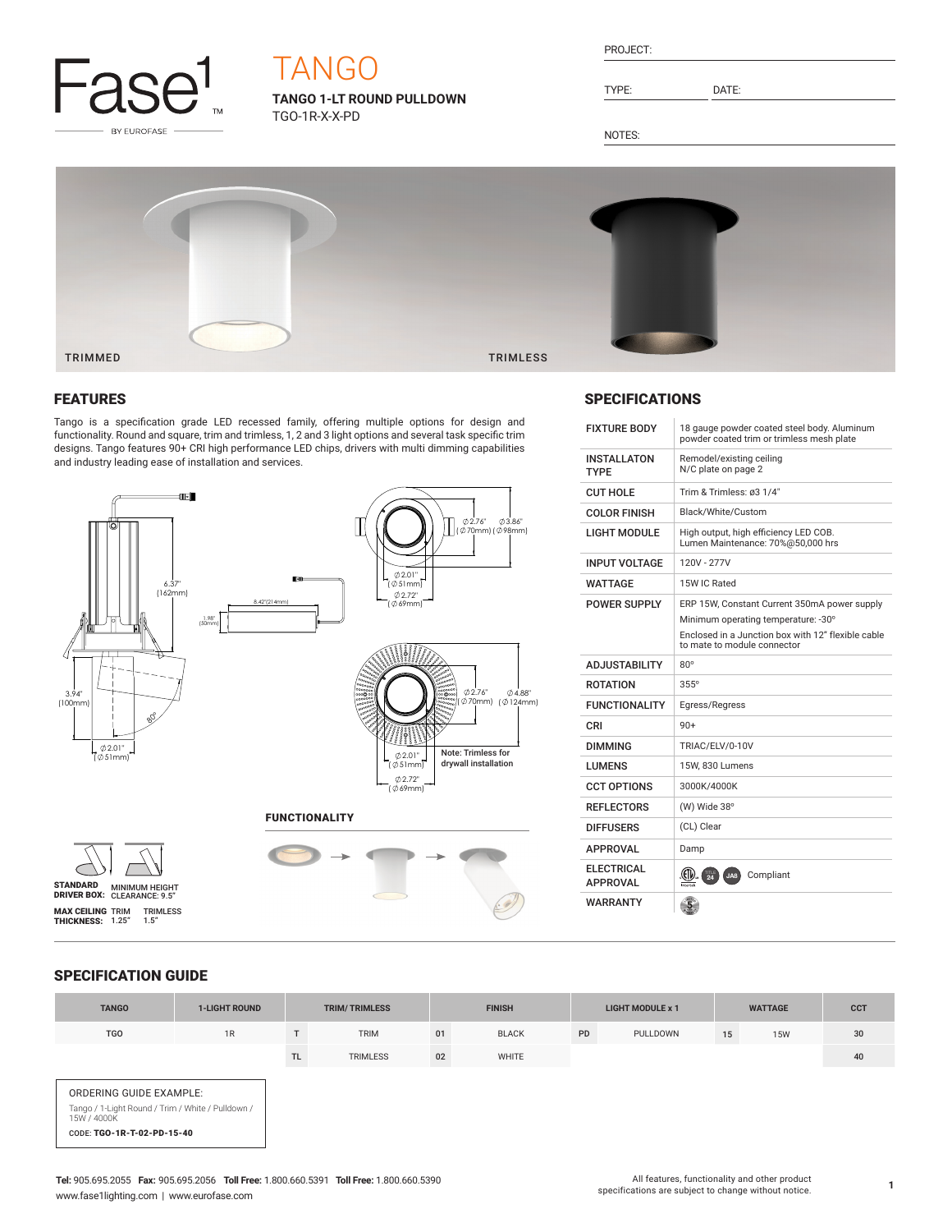Fase¹ BY EUROFASE

# TANGO

**TANGO 1-LT ROUND PULLDOWN**

TGO-1R-X-X-PD

PROJECT:

TYPE: DATE:

NOTES:

TRIMMED TRIMLESS

## FEATURES

Tango is a specification grade LED recessed family, offering multiple options for design and functionality. Round and square, trim and trimless, 1, 2 and 3 light options and several task specific trim designs. Tango features 90+ CRI high performance LED chips, drivers with multi dimming capabilities and industry leading ease of installation and services.

6.37" (162mm)

8.42"(214mm)

1.98" (50mm)

3.94" (100mm)

80°

⌀2.01" (⌀51mm)

⌀2.76" (⌀70mm) ⌀3.86" (⌀98mm)

⌀2.01" (⌀51mm)

⌀2.72" (⌀69mm)

⌀2.76" (⌀70mm) ⌀4.88" (⌀124mm)

⌀2.01" (⌀51mm)

⌀2.72" (⌀69mm)

Note: Trimless for drywall installation

**FUNCTIONALITY**

**STANDARD DRIVER BOX:** MINIMUM HEIGHT CLEARANCE: 9.5"

**MAX CEILING THICKNESS:** TRIM 1.25" TRIMLESS 1.5"

## SPECIFICATIONS

| | |
|---|---|
| FIXTURE BODY | 18 gauge powder coated steel body. Aluminum powder coated trim or trimless mesh plate |
| INSTALLATON TYPE | Remodel/existing ceiling<br>N/C plate on page 2 |
| CUT HOLE | Trim & Trimless: ø3 1/4" |
| COLOR FINISH | Black/White/Custom |
| LIGHT MODULE | High output, high efficiency LED COB.<br>Lumen Maintenance: 70%@50,000 hrs |
| INPUT VOLTAGE | 120V - 277V |
| WATTAGE | 15W IC Rated |
| POWER SUPPLY | ERP 15W, Constant Current 350mA power supply<br>Minimum operating temperature: -30°<br>Enclosed in a Junction box with 12" flexible cable to mate to module connector |
| ADJUSTABILITY | 80° |
| ROTATION | 355° |
| FUNCTIONALITY | Egress/Regress |
| CRI | 90+ |
| DIMMING | TRIAC/ELV/0-10V |
| LUMENS | 15W, 830 Lumens |
| CCT OPTIONS | 3000K/4000K |
| REFLECTORS | (W) Wide 38° |
| DIFFUSERS | (CL) Clear |
| APPROVAL | Damp |
| ELECTRICAL APPROVAL | ETL, Title 24, JA8 Compliant |
| WARRANTY | 5 |

## SPECIFICATION GUIDE

| TANGO | 1-LIGHT ROUND | TRIM/ TRIMLESS | | FINISH | | LIGHT MODULE x 1 | | WATTAGE | | CCT |
|---|---|---|---|---|---|---|---|---|---|---|
| TGO | 1R | T | TRIM | 01 | BLACK | PD | PULLDOWN | 15 | 15W | 30 |
| | | TL | TRIMLESS | 02 | WHITE | | | | | 40 |

ORDERING GUIDE EXAMPLE:

Tango / 1-Light Round / Trim / White / Pulldown / 15W / 4000K

CODE: **TGO-1R-T-02-PD-15-40**

**Tel:** 905.695.2055 **Fax:** 905.695.2056 **Toll Free:** 1.800.660.5391 **Toll Free:** 1.800.660.5390
www.fase1lighting.com | www.eurofase.com

All features, functionality and other product specifications are subject to change without notice.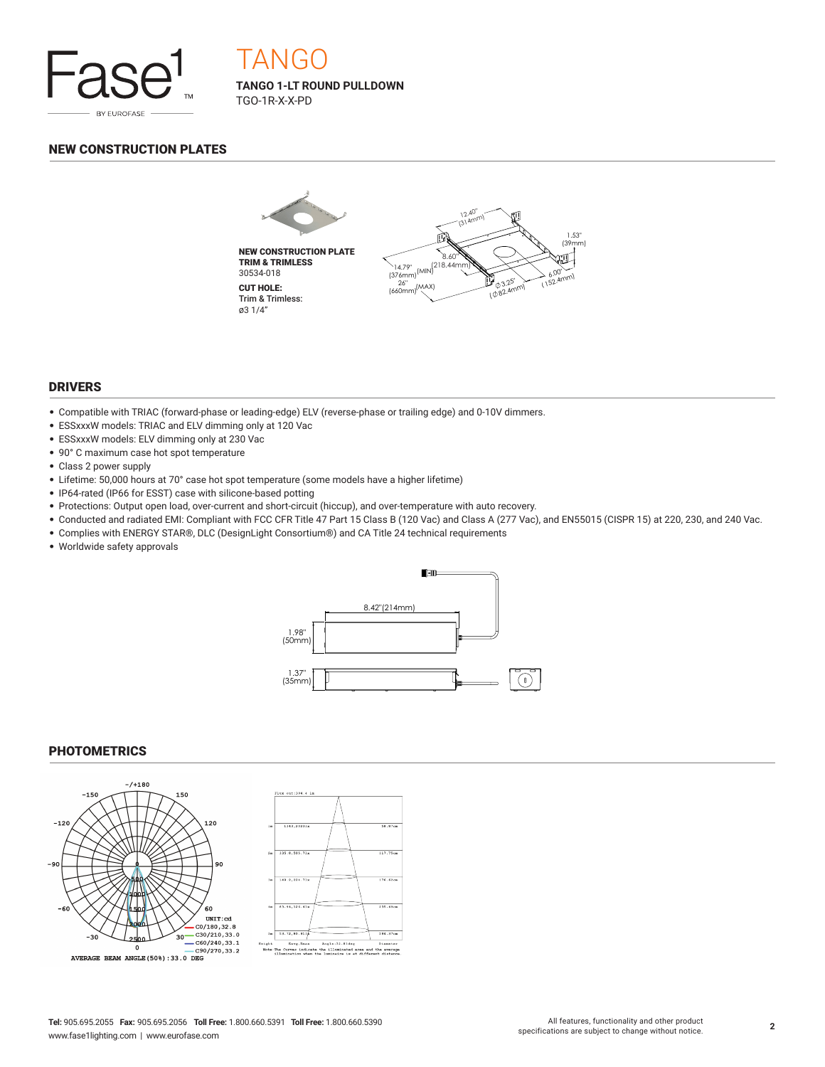# TANGO

**TANGO 1-LT ROUND PULLDOWN**
TGO-1R-X-X-PD

## NEW CONSTRUCTION PLATES

**NEW CONSTRUCTION PLATE TRIM & TRIMLESS**
30534-018

**CUT HOLE:**
Trim & Trimless:
ø3 1/4"

12.40" (314mm)
1.53" (39mm)
8.60" (218.44mm)
14.79" (376mm) (MIN)
26" (660mm) (MAX)
Ø3.25" (Ø82.4mm)
6.00" (152.4mm)

## DRIVERS

- Compatible with TRIAC (forward-phase or leading-edge) ELV (reverse-phase or trailing edge) and 0-10V dimmers.
- ESSxxxW models: TRIAC and ELV dimming only at 120 Vac
- ESSxxxW models: ELV dimming only at 230 Vac
- 90° C maximum case hot spot temperature
- Class 2 power supply
- Lifetime: 50,000 hours at 70° case hot spot temperature (some models have a higher lifetime)
- IP64-rated (IP66 for ESST) case with silicone-based potting
- Protections: Output open load, over-current and short-circuit (hiccup), and over-temperature with auto recovery.
- Conducted and radiated EMI: Compliant with FCC CFR Title 47 Part 15 Class B (120 Vac) and Class A (277 Vac), and EN55015 (CISPR 15) at 220, 230, and 240 Vac.
- Complies with ENERGY STAR®, DLC (DesignLight Consortium®) and CA Title 24 technical requirements
- Worldwide safety approvals

8.42"(214mm)
1.98" (50mm)
1.37" (35mm)

## PHOTOMETRICS

-/+180
-150
150
-120
120
-90
90
-60
60
-30
30
0
500
1000
1500
2000
2500
UNIT:cd
C0/180,32.8
C30/210,33.0
C60/240,33.1
C90/270,33.2
AVERAGE BEAM ANGLE(50%):33.0 DEG

Flux out:394.4 lm
1m 1143.2/2231x 58.87cm
2m 235.0,505.71x 117.75cm
3m 169.0,224.71x 176.62cm
4m 63.94,126.41x 235.49cm
5m 34.12,80.91x 294.37cm
Height Emav Emax Angle:32.81deg Diameter
Note:The Curves indicate the illuminated area and the average illumination when the luminaire is at different distance